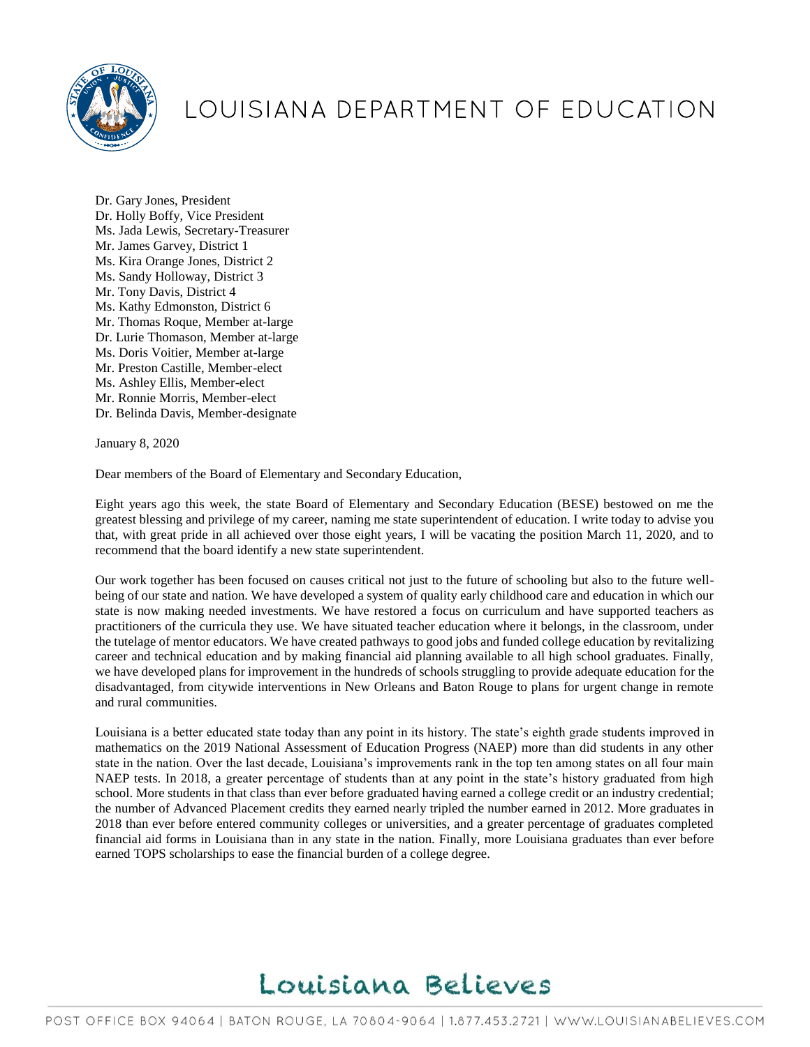# LOUISIANA DEPARTMENT OF EDUCATION

Dr. Gary Jones, President
Dr. Holly Boffy, Vice President
Ms. Jada Lewis, Secretary-Treasurer
Mr. James Garvey, District 1
Ms. Kira Orange Jones, District 2
Ms. Sandy Holloway, District 3
Mr. Tony Davis, District 4
Ms. Kathy Edmonston, District 6
Mr. Thomas Roque, Member at-large
Dr. Lurie Thomason, Member at-large
Ms. Doris Voitier, Member at-large
Mr. Preston Castille, Member-elect
Ms. Ashley Ellis, Member-elect
Mr. Ronnie Morris, Member-elect
Dr. Belinda Davis, Member-designate

January 8, 2020

Dear members of the Board of Elementary and Secondary Education,

Eight years ago this week, the state Board of Elementary and Secondary Education (BESE) bestowed on me the greatest blessing and privilege of my career, naming me state superintendent of education. I write today to advise you that, with great pride in all achieved over those eight years, I will be vacating the position March 11, 2020, and to recommend that the board identify a new state superintendent.

Our work together has been focused on causes critical not just to the future of schooling but also to the future well-being of our state and nation. We have developed a system of quality early childhood care and education in which our state is now making needed investments. We have restored a focus on curriculum and have supported teachers as practitioners of the curricula they use. We have situated teacher education where it belongs, in the classroom, under the tutelage of mentor educators. We have created pathways to good jobs and funded college education by revitalizing career and technical education and by making financial aid planning available to all high school graduates. Finally, we have developed plans for improvement in the hundreds of schools struggling to provide adequate education for the disadvantaged, from citywide interventions in New Orleans and Baton Rouge to plans for urgent change in remote and rural communities.

Louisiana is a better educated state today than any point in its history. The state's eighth grade students improved in mathematics on the 2019 National Assessment of Education Progress (NAEP) more than did students in any other state in the nation. Over the last decade, Louisiana's improvements rank in the top ten among states on all four main NAEP tests. In 2018, a greater percentage of students than at any point in the state's history graduated from high school. More students in that class than ever before graduated having earned a college credit or an industry credential; the number of Advanced Placement credits they earned nearly tripled the number earned in 2012. More graduates in 2018 than ever before entered community colleges or universities, and a greater percentage of graduates completed financial aid forms in Louisiana than in any state in the nation. Finally, more Louisiana graduates than ever before earned TOPS scholarships to ease the financial burden of a college degree.

Louisiana Believes

POST OFFICE BOX 94064 | BATON ROUGE, LA 70804-9064 | 1.877.453.2721 | WWW.LOUISIANABELIEVES.COM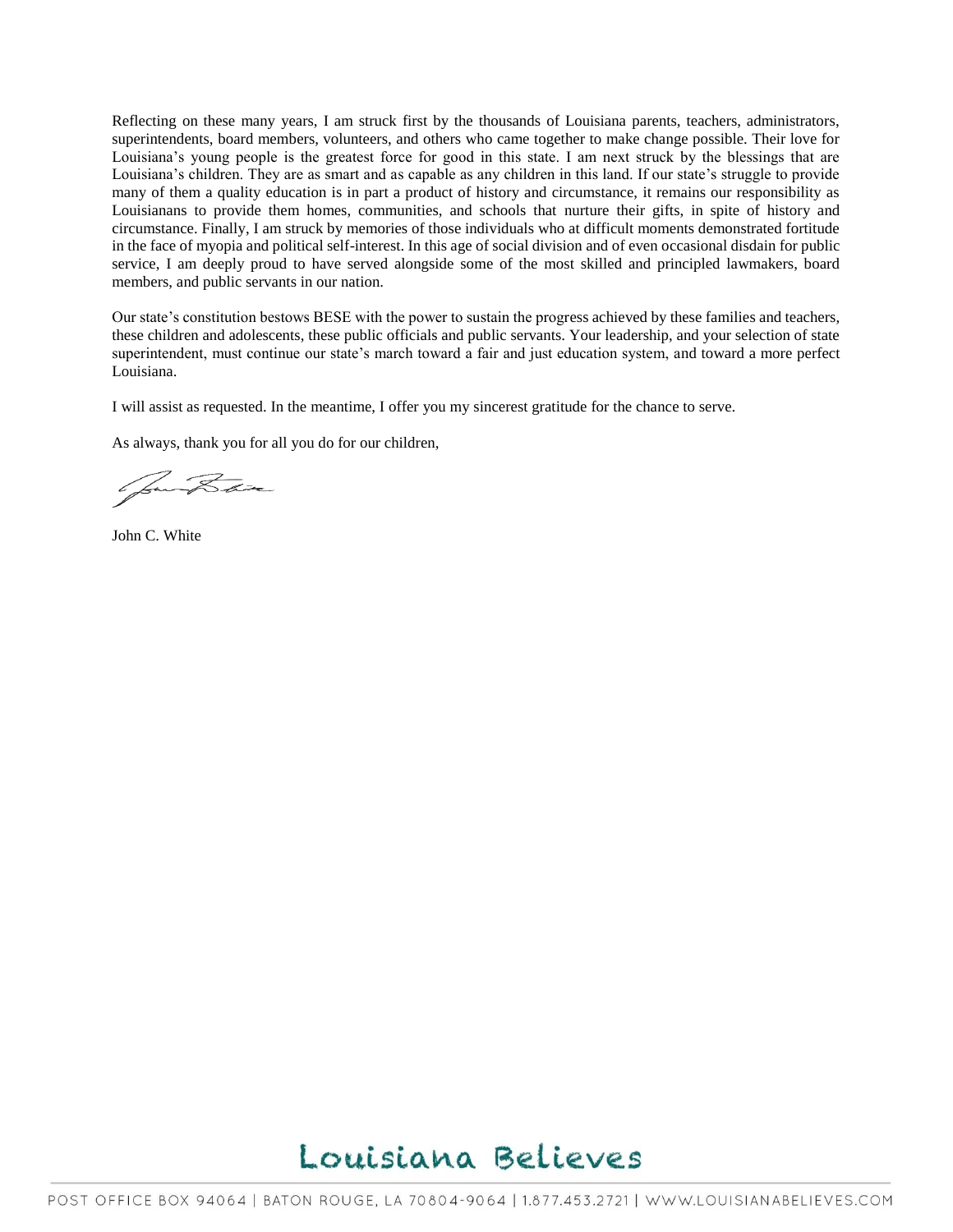Reflecting on these many years, I am struck first by the thousands of Louisiana parents, teachers, administrators, superintendents, board members, volunteers, and others who came together to make change possible. Their love for Louisiana's young people is the greatest force for good in this state. I am next struck by the blessings that are Louisiana's children. They are as smart and as capable as any children in this land. If our state's struggle to provide many of them a quality education is in part a product of history and circumstance, it remains our responsibility as Louisianans to provide them homes, communities, and schools that nurture their gifts, in spite of history and circumstance. Finally, I am struck by memories of those individuals who at difficult moments demonstrated fortitude in the face of myopia and political self-interest. In this age of social division and of even occasional disdain for public service, I am deeply proud to have served alongside some of the most skilled and principled lawmakers, board members, and public servants in our nation.

Our state's constitution bestows BESE with the power to sustain the progress achieved by these families and teachers, these children and adolescents, these public officials and public servants. Your leadership, and your selection of state superintendent, must continue our state's march toward a fair and just education system, and toward a more perfect Louisiana.

I will assist as requested. In the meantime, I offer you my sincerest gratitude for the chance to serve.

As always, thank you for all you do for our children,

John C. White

Louisiana Believes

POST OFFICE BOX 94064 | BATON ROUGE, LA 70804-9064 | 1.877.453.2721 | WWW.LOUISIANABELIEVES.COM